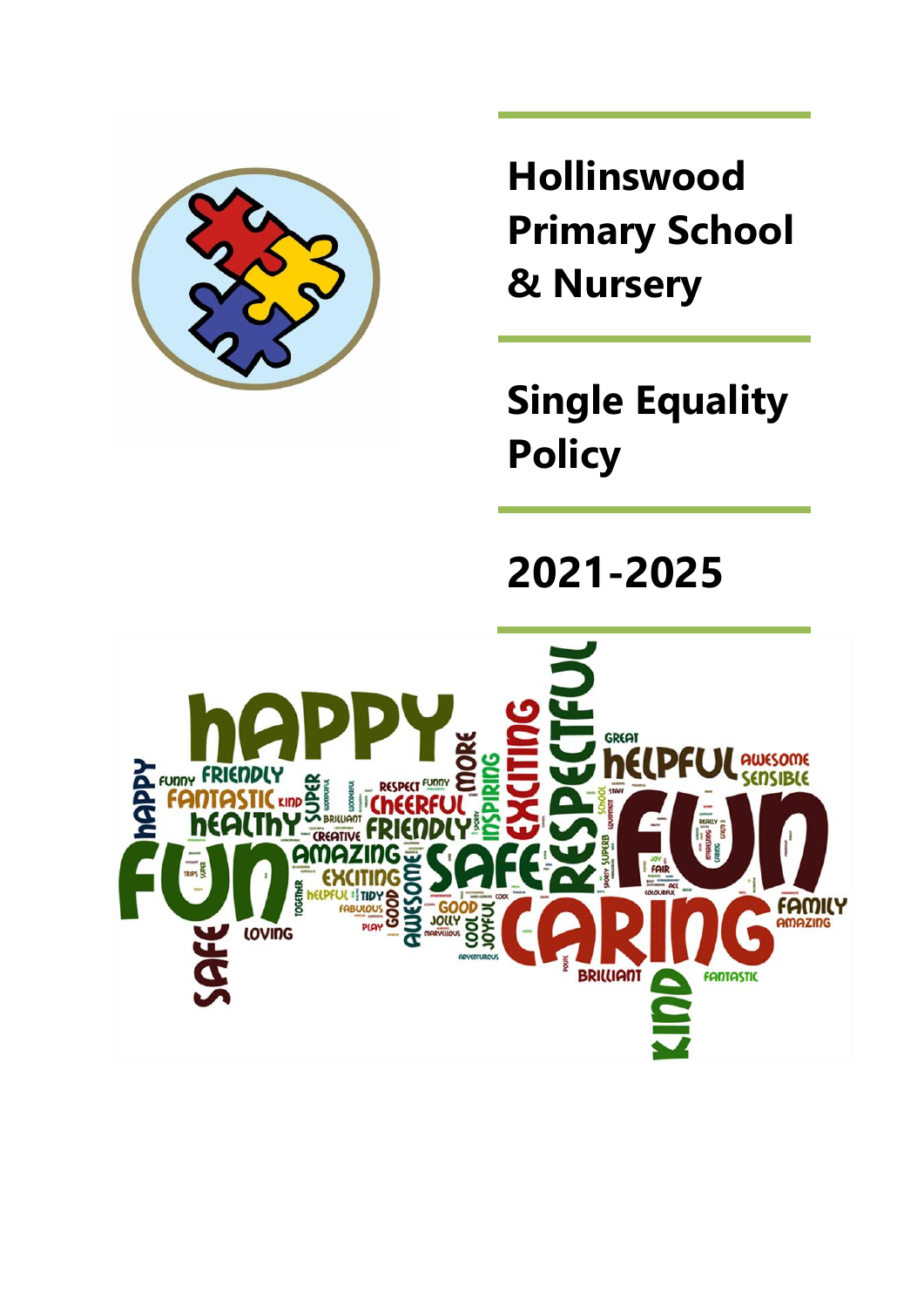# Hollinswood Primary School & Nursery

# Single Equality Policy

# 2021-2025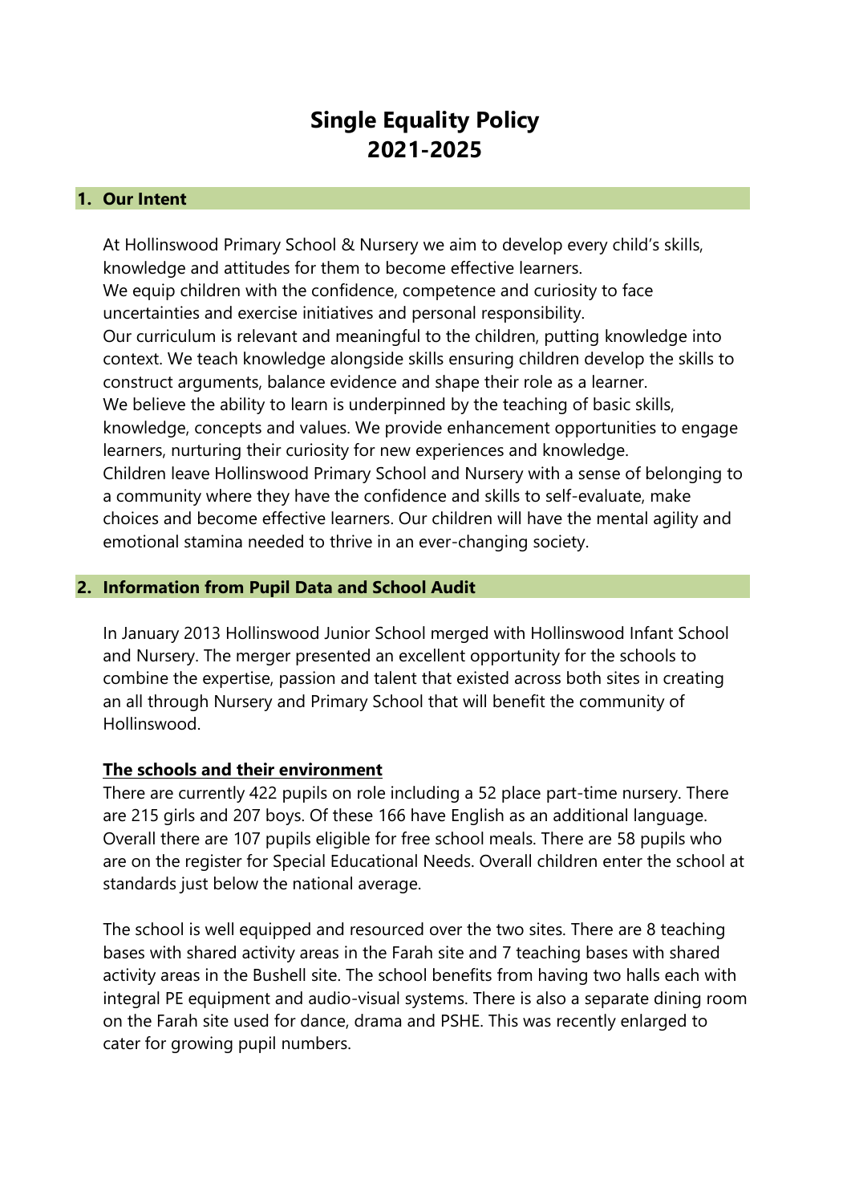# Single Equality Policy 2021-2025

## 1. Our Intent

At Hollinswood Primary School & Nursery we aim to develop every child's skills, knowledge and attitudes for them to become effective learners.
We equip children with the confidence, competence and curiosity to face uncertainties and exercise initiatives and personal responsibility.
Our curriculum is relevant and meaningful to the children, putting knowledge into context. We teach knowledge alongside skills ensuring children develop the skills to construct arguments, balance evidence and shape their role as a learner.
We believe the ability to learn is underpinned by the teaching of basic skills, knowledge, concepts and values. We provide enhancement opportunities to engage learners, nurturing their curiosity for new experiences and knowledge.
Children leave Hollinswood Primary School and Nursery with a sense of belonging to a community where they have the confidence and skills to self-evaluate, make choices and become effective learners. Our children will have the mental agility and emotional stamina needed to thrive in an ever-changing society.

## 2. Information from Pupil Data and School Audit

In January 2013 Hollinswood Junior School merged with Hollinswood Infant School and Nursery. The merger presented an excellent opportunity for the schools to combine the expertise, passion and talent that existed across both sites in creating an all through Nursery and Primary School that will benefit the community of Hollinswood.

**The schools and their environment**

There are currently 422 pupils on role including a 52 place part-time nursery. There are 215 girls and 207 boys. Of these 166 have English as an additional language. Overall there are 107 pupils eligible for free school meals. There are 58 pupils who are on the register for Special Educational Needs. Overall children enter the school at standards just below the national average.

The school is well equipped and resourced over the two sites. There are 8 teaching bases with shared activity areas in the Farah site and 7 teaching bases with shared activity areas in the Bushell site. The school benefits from having two halls each with integral PE equipment and audio-visual systems. There is also a separate dining room on the Farah site used for dance, drama and PSHE. This was recently enlarged to cater for growing pupil numbers.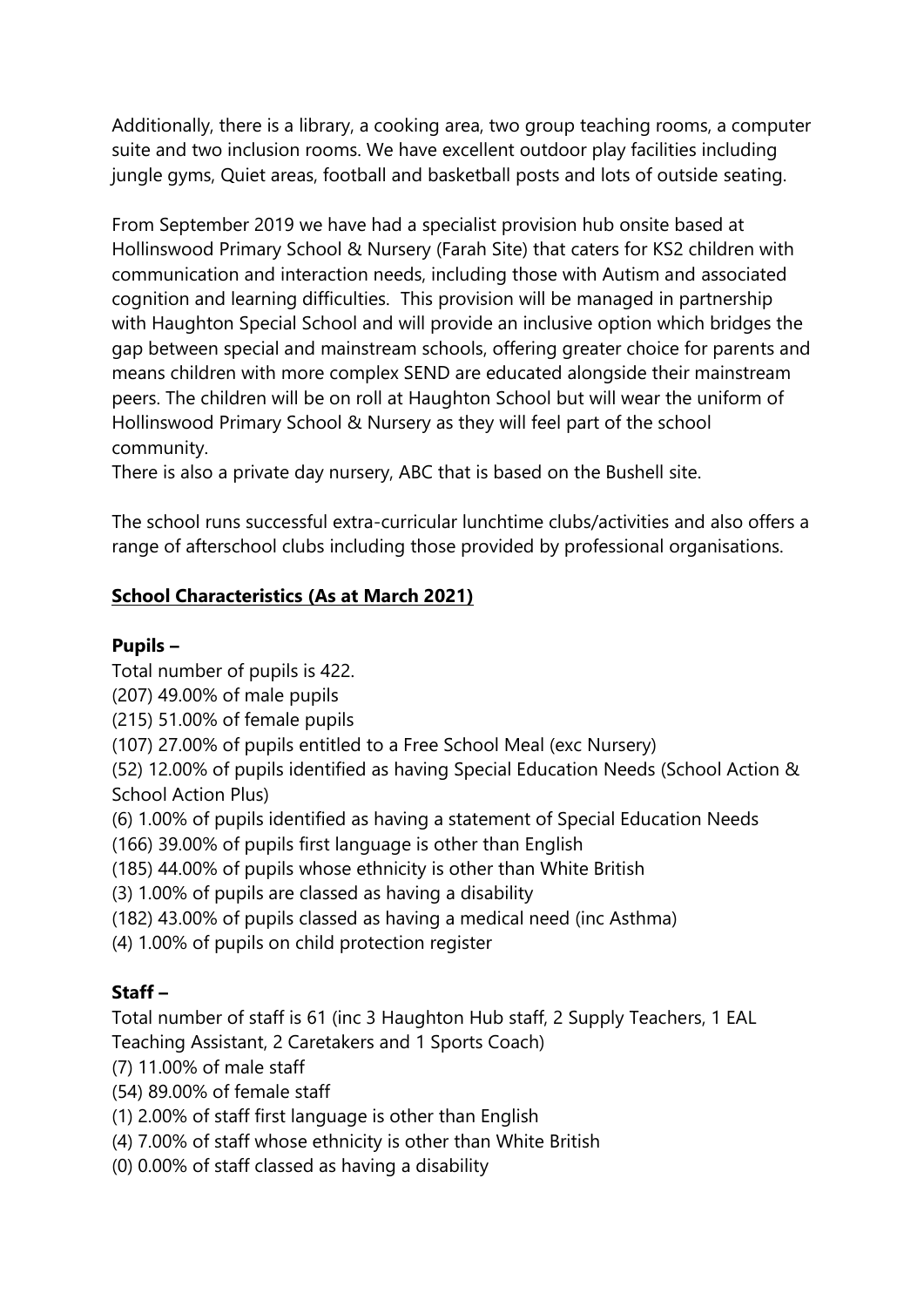Additionally, there is a library, a cooking area, two group teaching rooms, a computer suite and two inclusion rooms. We have excellent outdoor play facilities including jungle gyms, Quiet areas, football and basketball posts and lots of outside seating.

From September 2019 we have had a specialist provision hub onsite based at Hollinswood Primary School & Nursery (Farah Site) that caters for KS2 children with communication and interaction needs, including those with Autism and associated cognition and learning difficulties. This provision will be managed in partnership with Haughton Special School and will provide an inclusive option which bridges the gap between special and mainstream schools, offering greater choice for parents and means children with more complex SEND are educated alongside their mainstream peers. The children will be on roll at Haughton School but will wear the uniform of Hollinswood Primary School & Nursery as they will feel part of the school community.
There is also a private day nursery, ABC that is based on the Bushell site.

The school runs successful extra-curricular lunchtime clubs/activities and also offers a range of afterschool clubs including those provided by professional organisations.

## School Characteristics (As at March 2021)

### Pupils –

Total number of pupils is 422.
(207) 49.00% of male pupils
(215) 51.00% of female pupils
(107) 27.00% of pupils entitled to a Free School Meal (exc Nursery)
(52) 12.00% of pupils identified as having Special Education Needs (School Action & School Action Plus)
(6) 1.00% of pupils identified as having a statement of Special Education Needs
(166) 39.00% of pupils first language is other than English
(185) 44.00% of pupils whose ethnicity is other than White British
(3) 1.00% of pupils are classed as having a disability
(182) 43.00% of pupils classed as having a medical need (inc Asthma)
(4) 1.00% of pupils on child protection register

### Staff –

Total number of staff is 61 (inc 3 Haughton Hub staff, 2 Supply Teachers, 1 EAL Teaching Assistant, 2 Caretakers and 1 Sports Coach)
(7) 11.00% of male staff
(54) 89.00% of female staff
(1) 2.00% of staff first language is other than English
(4) 7.00% of staff whose ethnicity is other than White British
(0) 0.00% of staff classed as having a disability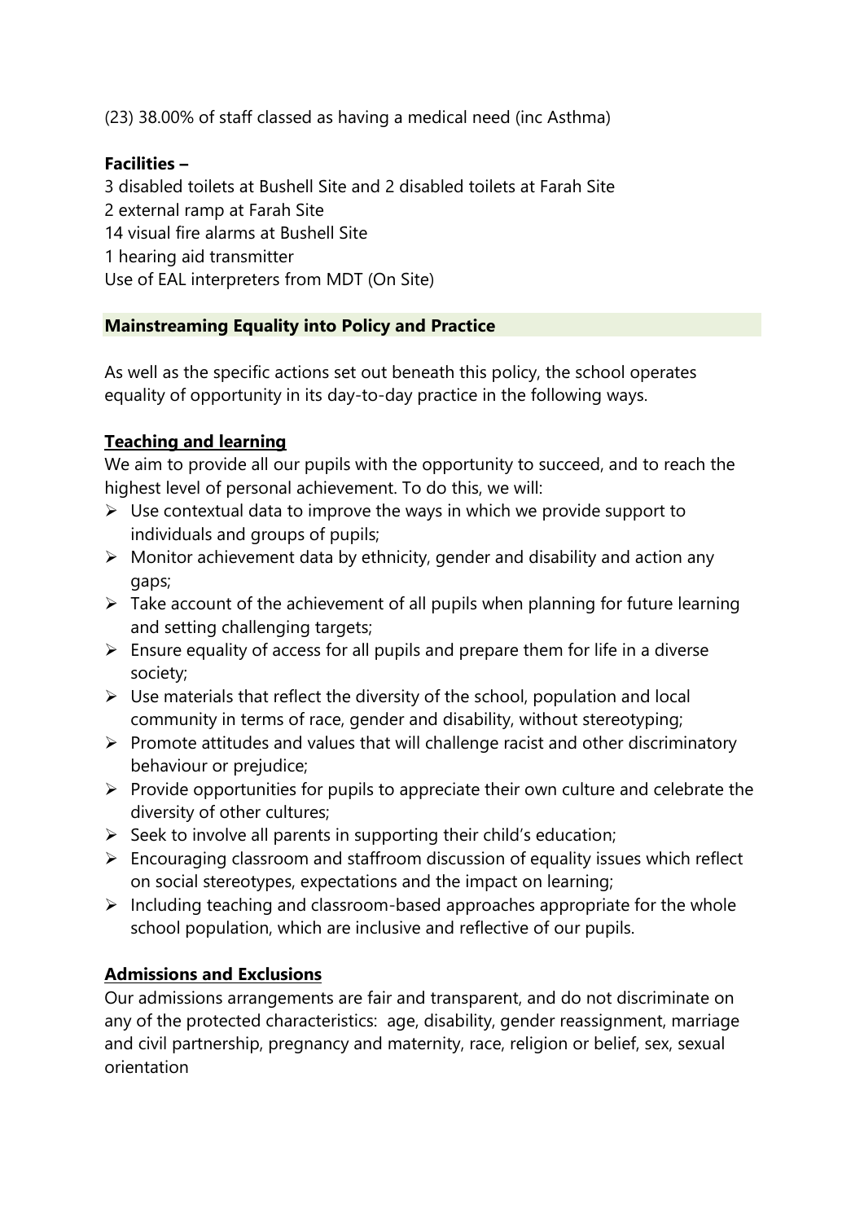(23) 38.00% of staff classed as having a medical need (inc Asthma)

**Facilities –**

3 disabled toilets at Bushell Site and 2 disabled toilets at Farah Site
2 external ramp at Farah Site
14 visual fire alarms at Bushell Site
1 hearing aid transmitter
Use of EAL interpreters from MDT (On Site)

## Mainstreaming Equality into Policy and Practice

As well as the specific actions set out beneath this policy, the school operates equality of opportunity in its day-to-day practice in the following ways.

### Teaching and learning

We aim to provide all our pupils with the opportunity to succeed, and to reach the highest level of personal achievement. To do this, we will:

- Use contextual data to improve the ways in which we provide support to individuals and groups of pupils;
- Monitor achievement data by ethnicity, gender and disability and action any gaps;
- Take account of the achievement of all pupils when planning for future learning and setting challenging targets;
- Ensure equality of access for all pupils and prepare them for life in a diverse society;
- Use materials that reflect the diversity of the school, population and local community in terms of race, gender and disability, without stereotyping;
- Promote attitudes and values that will challenge racist and other discriminatory behaviour or prejudice;
- Provide opportunities for pupils to appreciate their own culture and celebrate the diversity of other cultures;
- Seek to involve all parents in supporting their child's education;
- Encouraging classroom and staffroom discussion of equality issues which reflect on social stereotypes, expectations and the impact on learning;
- Including teaching and classroom-based approaches appropriate for the whole school population, which are inclusive and reflective of our pupils.

### Admissions and Exclusions

Our admissions arrangements are fair and transparent, and do not discriminate on any of the protected characteristics: age, disability, gender reassignment, marriage and civil partnership, pregnancy and maternity, race, religion or belief, sex, sexual orientation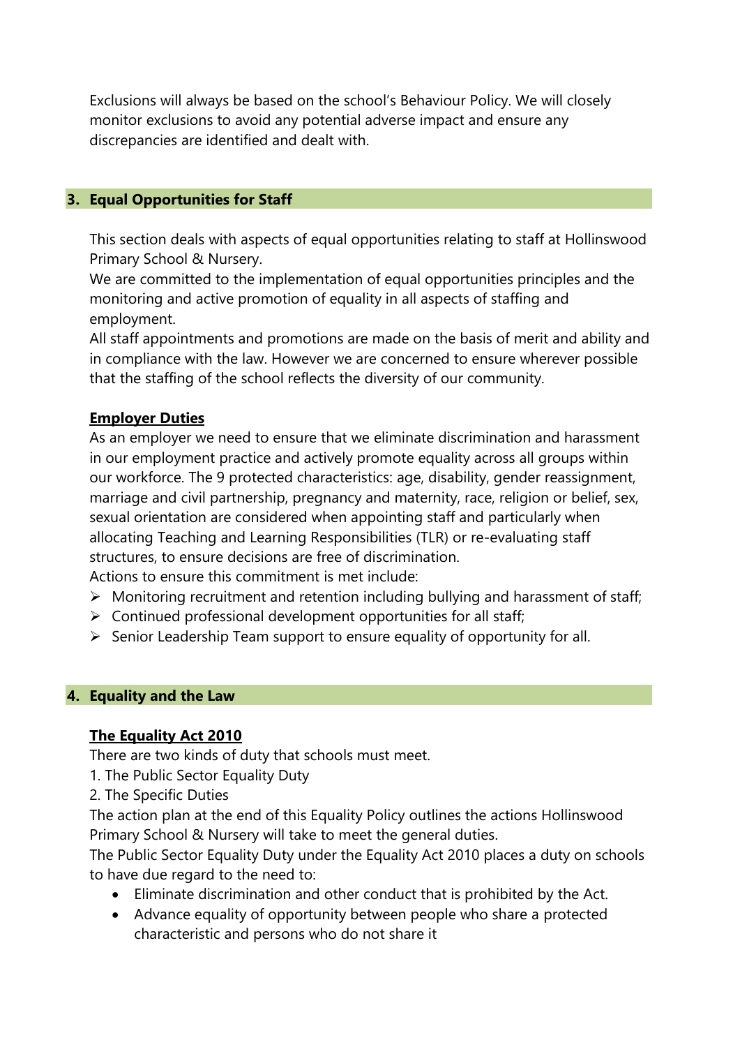Exclusions will always be based on the school's Behaviour Policy. We will closely monitor exclusions to avoid any potential adverse impact and ensure any discrepancies are identified and dealt with.

## 3. Equal Opportunities for Staff

This section deals with aspects of equal opportunities relating to staff at Hollinswood Primary School & Nursery.

We are committed to the implementation of equal opportunities principles and the monitoring and active promotion of equality in all aspects of staffing and employment.

All staff appointments and promotions are made on the basis of merit and ability and in compliance with the law. However we are concerned to ensure wherever possible that the staffing of the school reflects the diversity of our community.

### Employer Duties

As an employer we need to ensure that we eliminate discrimination and harassment in our employment practice and actively promote equality across all groups within our workforce. The 9 protected characteristics: age, disability, gender reassignment, marriage and civil partnership, pregnancy and maternity, race, religion or belief, sex, sexual orientation are considered when appointing staff and particularly when allocating Teaching and Learning Responsibilities (TLR) or re-evaluating staff structures, to ensure decisions are free of discrimination.

Actions to ensure this commitment is met include:

- Monitoring recruitment and retention including bullying and harassment of staff;
- Continued professional development opportunities for all staff;
- Senior Leadership Team support to ensure equality of opportunity for all.

## 4. Equality and the Law

### The Equality Act 2010

There are two kinds of duty that schools must meet.

1. The Public Sector Equality Duty
2. The Specific Duties

The action plan at the end of this Equality Policy outlines the actions Hollinswood Primary School & Nursery will take to meet the general duties.

The Public Sector Equality Duty under the Equality Act 2010 places a duty on schools to have due regard to the need to:

- Eliminate discrimination and other conduct that is prohibited by the Act.
- Advance equality of opportunity between people who share a protected characteristic and persons who do not share it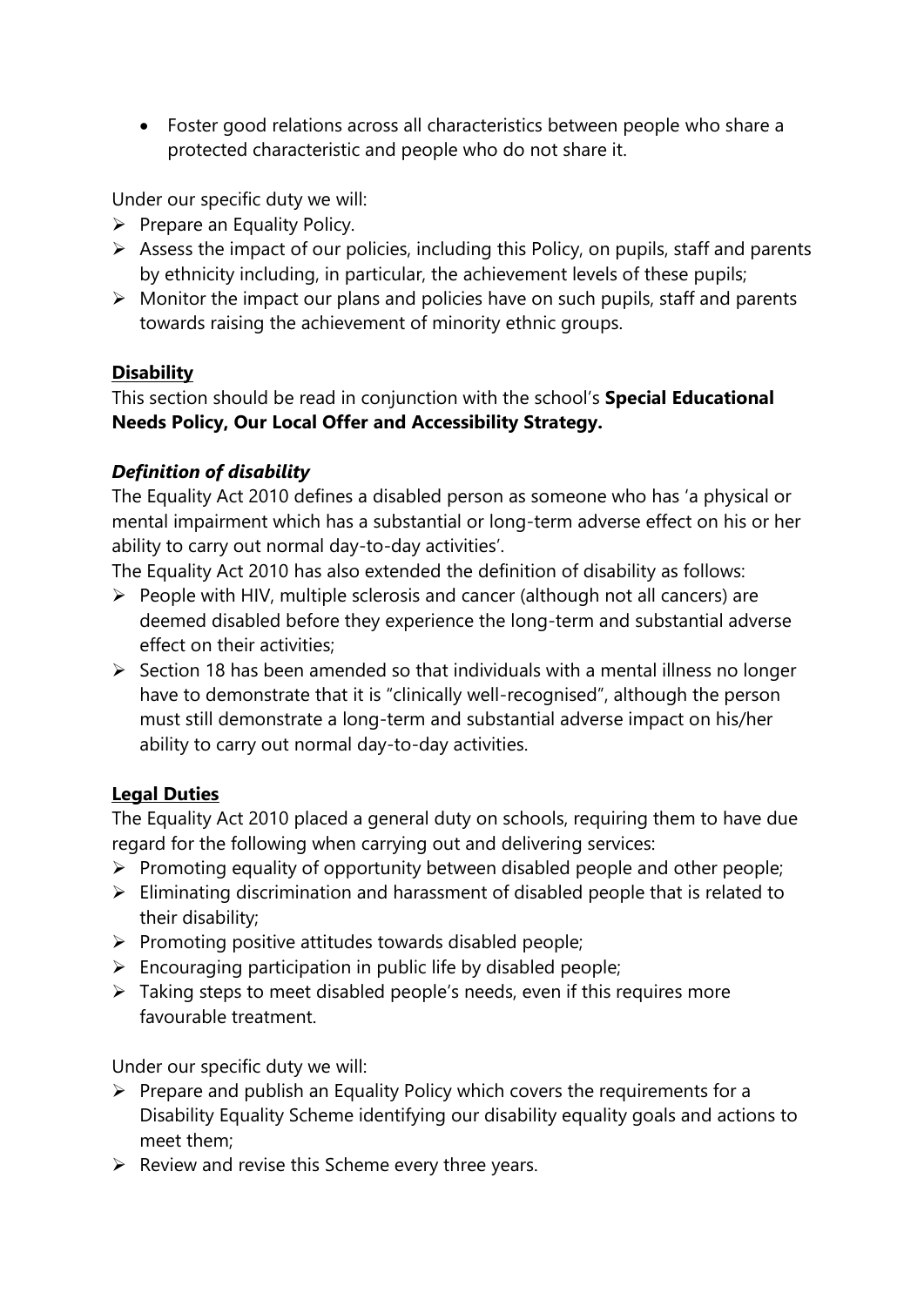- Foster good relations across all characteristics between people who share a protected characteristic and people who do not share it.

Under our specific duty we will:

- Prepare an Equality Policy.
- Assess the impact of our policies, including this Policy, on pupils, staff and parents by ethnicity including, in particular, the achievement levels of these pupils;
- Monitor the impact our plans and policies have on such pupils, staff and parents towards raising the achievement of minority ethnic groups.

**Disability**

This section should be read in conjunction with the school's **Special Educational Needs Policy, Our Local Offer and Accessibility Strategy.**

***Definition of disability***

The Equality Act 2010 defines a disabled person as someone who has 'a physical or mental impairment which has a substantial or long-term adverse effect on his or her ability to carry out normal day-to-day activities'.

The Equality Act 2010 has also extended the definition of disability as follows:

- People with HIV, multiple sclerosis and cancer (although not all cancers) are deemed disabled before they experience the long-term and substantial adverse effect on their activities;
- Section 18 has been amended so that individuals with a mental illness no longer have to demonstrate that it is "clinically well-recognised", although the person must still demonstrate a long-term and substantial adverse impact on his/her ability to carry out normal day-to-day activities.

**Legal Duties**

The Equality Act 2010 placed a general duty on schools, requiring them to have due regard for the following when carrying out and delivering services:

- Promoting equality of opportunity between disabled people and other people;
- Eliminating discrimination and harassment of disabled people that is related to their disability;
- Promoting positive attitudes towards disabled people;
- Encouraging participation in public life by disabled people;
- Taking steps to meet disabled people's needs, even if this requires more favourable treatment.

Under our specific duty we will:

- Prepare and publish an Equality Policy which covers the requirements for a Disability Equality Scheme identifying our disability equality goals and actions to meet them;
- Review and revise this Scheme every three years.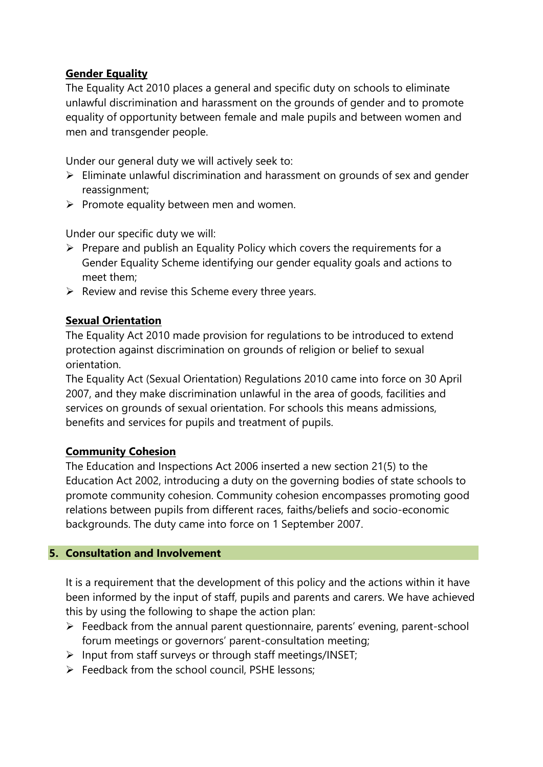**Gender Equality**

The Equality Act 2010 places a general and specific duty on schools to eliminate unlawful discrimination and harassment on the grounds of gender and to promote equality of opportunity between female and male pupils and between women and men and transgender people.

Under our general duty we will actively seek to:

- Eliminate unlawful discrimination and harassment on grounds of sex and gender reassignment;
- Promote equality between men and women.

Under our specific duty we will:

- Prepare and publish an Equality Policy which covers the requirements for a Gender Equality Scheme identifying our gender equality goals and actions to meet them;
- Review and revise this Scheme every three years.

**Sexual Orientation**

The Equality Act 2010 made provision for regulations to be introduced to extend protection against discrimination on grounds of religion or belief to sexual orientation.

The Equality Act (Sexual Orientation) Regulations 2010 came into force on 30 April 2007, and they make discrimination unlawful in the area of goods, facilities and services on grounds of sexual orientation. For schools this means admissions, benefits and services for pupils and treatment of pupils.

**Community Cohesion**

The Education and Inspections Act 2006 inserted a new section 21(5) to the Education Act 2002, introducing a duty on the governing bodies of state schools to promote community cohesion. Community cohesion encompasses promoting good relations between pupils from different races, faiths/beliefs and socio-economic backgrounds. The duty came into force on 1 September 2007.

## 5. Consultation and Involvement

It is a requirement that the development of this policy and the actions within it have been informed by the input of staff, pupils and parents and carers. We have achieved this by using the following to shape the action plan:

- Feedback from the annual parent questionnaire, parents' evening, parent-school forum meetings or governors' parent-consultation meeting;
- Input from staff surveys or through staff meetings/INSET;
- Feedback from the school council, PSHE lessons;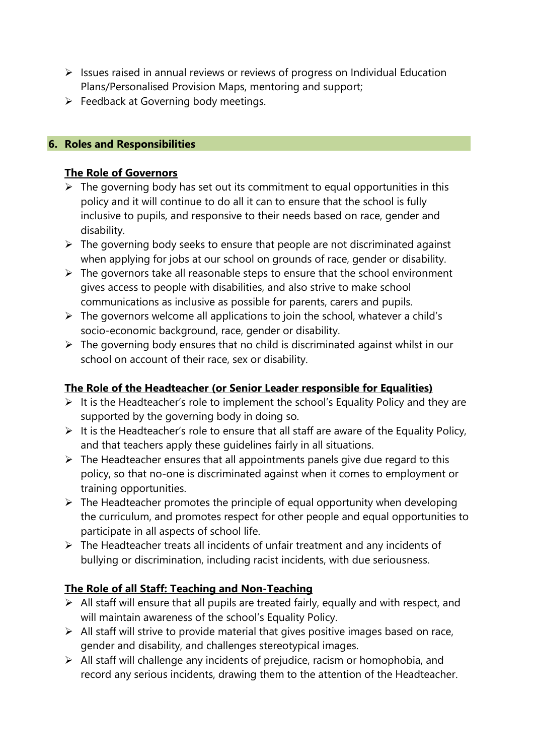- Issues raised in annual reviews or reviews of progress on Individual Education Plans/Personalised Provision Maps, mentoring and support;
- Feedback at Governing body meetings.

## 6. Roles and Responsibilities

### The Role of Governors

- The governing body has set out its commitment to equal opportunities in this policy and it will continue to do all it can to ensure that the school is fully inclusive to pupils, and responsive to their needs based on race, gender and disability.
- The governing body seeks to ensure that people are not discriminated against when applying for jobs at our school on grounds of race, gender or disability.
- The governors take all reasonable steps to ensure that the school environment gives access to people with disabilities, and also strive to make school communications as inclusive as possible for parents, carers and pupils.
- The governors welcome all applications to join the school, whatever a child's socio-economic background, race, gender or disability.
- The governing body ensures that no child is discriminated against whilst in our school on account of their race, sex or disability.

### The Role of the Headteacher (or Senior Leader responsible for Equalities)

- It is the Headteacher's role to implement the school's Equality Policy and they are supported by the governing body in doing so.
- It is the Headteacher's role to ensure that all staff are aware of the Equality Policy, and that teachers apply these guidelines fairly in all situations.
- The Headteacher ensures that all appointments panels give due regard to this policy, so that no-one is discriminated against when it comes to employment or training opportunities.
- The Headteacher promotes the principle of equal opportunity when developing the curriculum, and promotes respect for other people and equal opportunities to participate in all aspects of school life.
- The Headteacher treats all incidents of unfair treatment and any incidents of bullying or discrimination, including racist incidents, with due seriousness.

### The Role of all Staff: Teaching and Non-Teaching

- All staff will ensure that all pupils are treated fairly, equally and with respect, and will maintain awareness of the school's Equality Policy.
- All staff will strive to provide material that gives positive images based on race, gender and disability, and challenges stereotypical images.
- All staff will challenge any incidents of prejudice, racism or homophobia, and record any serious incidents, drawing them to the attention of the Headteacher.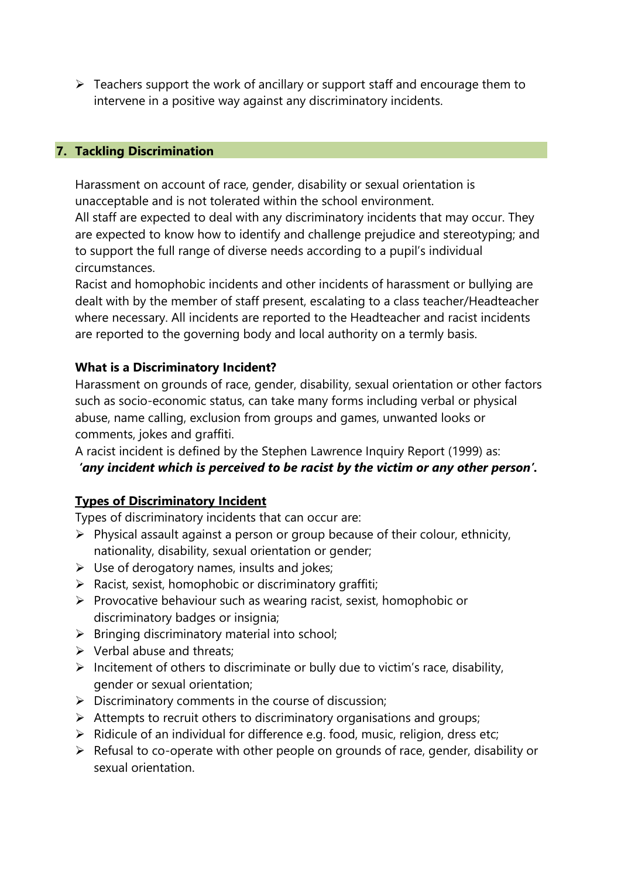- Teachers support the work of ancillary or support staff and encourage them to intervene in a positive way against any discriminatory incidents.

## 7. Tackling Discrimination

Harassment on account of race, gender, disability or sexual orientation is unacceptable and is not tolerated within the school environment.
All staff are expected to deal with any discriminatory incidents that may occur. They are expected to know how to identify and challenge prejudice and stereotyping; and to support the full range of diverse needs according to a pupil's individual circumstances.
Racist and homophobic incidents and other incidents of harassment or bullying are dealt with by the member of staff present, escalating to a class teacher/Headteacher where necessary. All incidents are reported to the Headteacher and racist incidents are reported to the governing body and local authority on a termly basis.

**What is a Discriminatory Incident?**

Harassment on grounds of race, gender, disability, sexual orientation or other factors such as socio-economic status, can take many forms including verbal or physical abuse, name calling, exclusion from groups and games, unwanted looks or comments, jokes and graffiti.
A racist incident is defined by the Stephen Lawrence Inquiry Report (1999) as:
***'any incident which is perceived to be racist by the victim or any other person'.***

**Types of Discriminatory Incident**

Types of discriminatory incidents that can occur are:

- Physical assault against a person or group because of their colour, ethnicity, nationality, disability, sexual orientation or gender;
- Use of derogatory names, insults and jokes;
- Racist, sexist, homophobic or discriminatory graffiti;
- Provocative behaviour such as wearing racist, sexist, homophobic or discriminatory badges or insignia;
- Bringing discriminatory material into school;
- Verbal abuse and threats;
- Incitement of others to discriminate or bully due to victim's race, disability, gender or sexual orientation;
- Discriminatory comments in the course of discussion;
- Attempts to recruit others to discriminatory organisations and groups;
- Ridicule of an individual for difference e.g. food, music, religion, dress etc;
- Refusal to co-operate with other people on grounds of race, gender, disability or sexual orientation.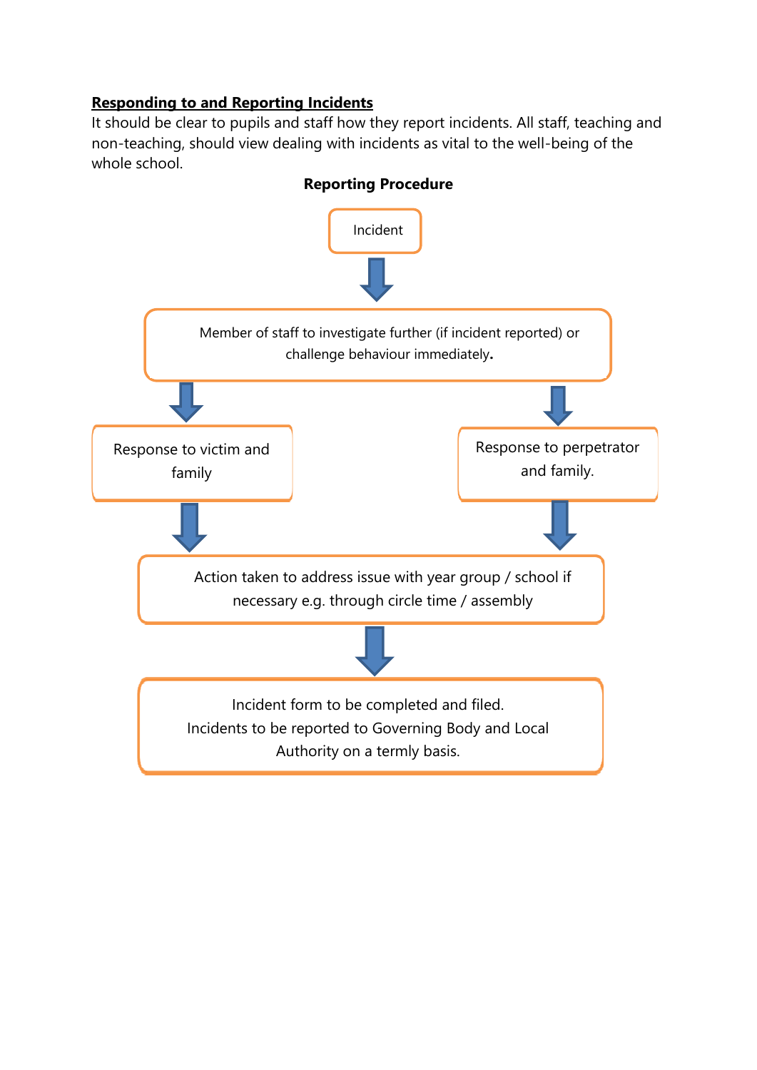**<u>Responding to and Reporting Incidents</u>**

It should be clear to pupils and staff how they report incidents. All staff, teaching and non-teaching, should view dealing with incidents as vital to the well-being of the whole school.

**Reporting Procedure**

Incident

↓

Member of staff to investigate further (if incident reported) or challenge behaviour immediately**.**

↓

Response to victim and family

Response to perpetrator and family.

↓

Action taken to address issue with year group / school if necessary e.g. through circle time / assembly

↓

Incident form to be completed and filed.
Incidents to be reported to Governing Body and Local Authority on a termly basis.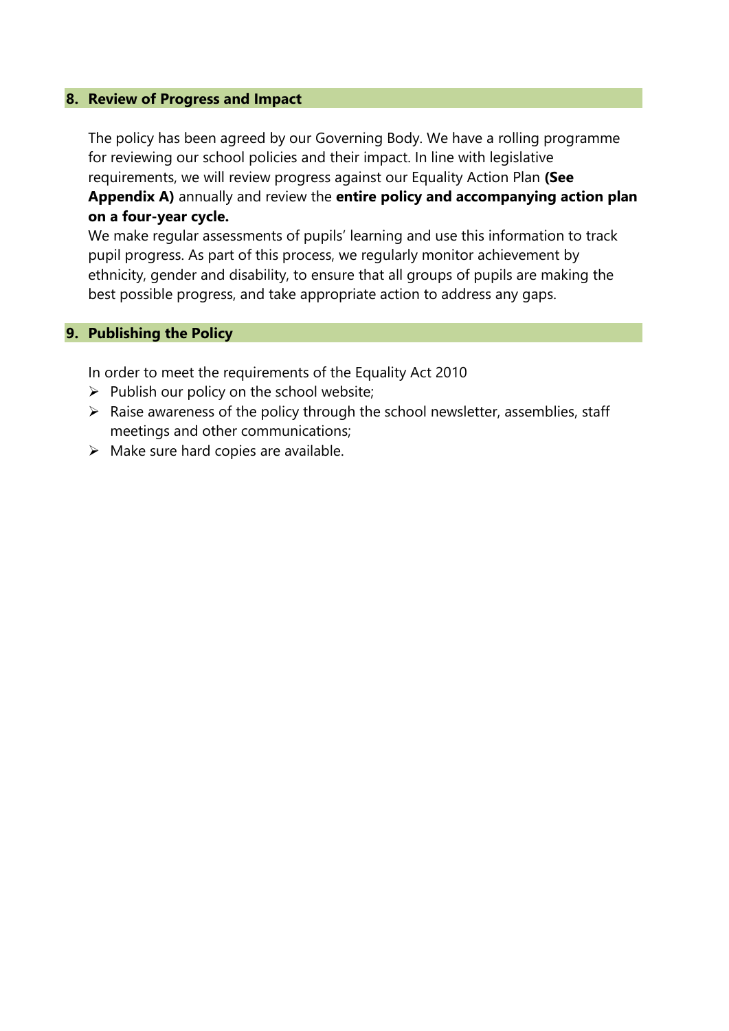## 8. Review of Progress and Impact

The policy has been agreed by our Governing Body. We have a rolling programme for reviewing our school policies and their impact. In line with legislative requirements, we will review progress against our Equality Action Plan **(See Appendix A)** annually and review the **entire policy and accompanying action plan on a four-year cycle.**

We make regular assessments of pupils' learning and use this information to track pupil progress. As part of this process, we regularly monitor achievement by ethnicity, gender and disability, to ensure that all groups of pupils are making the best possible progress, and take appropriate action to address any gaps.

## 9. Publishing the Policy

In order to meet the requirements of the Equality Act 2010

- Publish our policy on the school website;
- Raise awareness of the policy through the school newsletter, assemblies, staff meetings and other communications;
- Make sure hard copies are available.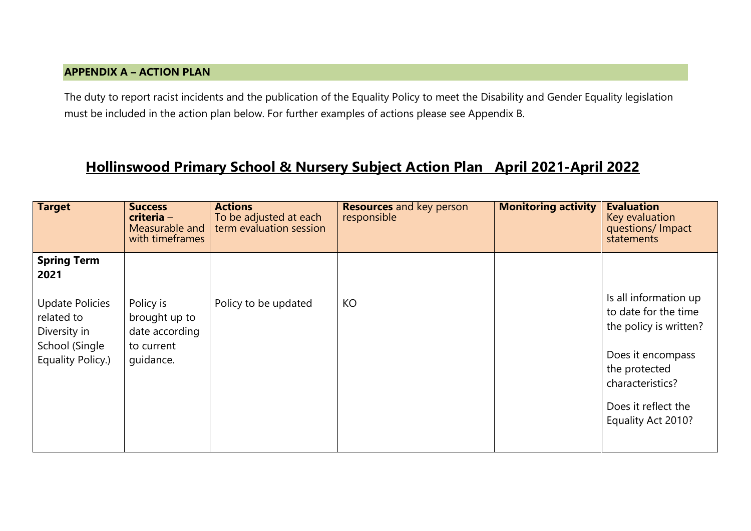## APPENDIX A – ACTION PLAN

The duty to report racist incidents and the publication of the Equality Policy to meet the Disability and Gender Equality legislation must be included in the action plan below. For further examples of actions please see Appendix B.

# Hollinswood Primary School & Nursery Subject Action Plan April 2021-April 2022

| **Target** | **Success criteria** – Measurable and with timeframes | **Actions** To be adjusted at each term evaluation session | **Resources** and key person responsible | **Monitoring activity** | **Evaluation** Key evaluation questions/ Impact statements |
|---|---|---|---|---|---|
| **Spring Term 2021**<br><br>Update Policies related to Diversity in School (Single Equality Policy.) | Policy is brought up to date according to current guidance. | Policy to be updated | KO | | Is all information up to date for the time the policy is written?<br><br>Does it encompass the protected characteristics?<br><br>Does it reflect the Equality Act 2010? |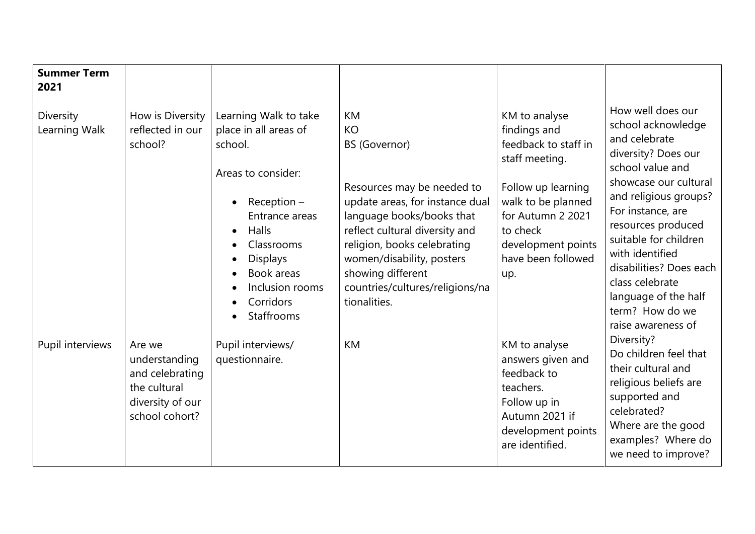| **Summer Term 2021** | | | | | |
|---|---|---|---|---|---|
| Diversity Learning Walk | How is Diversity reflected in our school? | Learning Walk to take place in all areas of school.<br><br>Areas to consider:<br><br>• Reception – Entrance areas<br>• Halls<br>• Classrooms<br>• Displays<br>• Book areas<br>• Inclusion rooms<br>• Corridors<br>• Staffrooms | KM<br>KO<br>BS (Governor)<br><br>Resources may be needed to update areas, for instance dual language books/books that reflect cultural diversity and religion, books celebrating women/disability, posters showing different countries/cultures/religions/nationalities. | KM to analyse findings and feedback to staff in staff meeting.<br><br>Follow up learning walk to be planned for Autumn 2 2021 to check development points have been followed up. | How well does our school acknowledge and celebrate diversity? Does our school value and showcase our cultural and religious groups? For instance, are resources produced suitable for children with identified disabilities? Does each class celebrate language of the half term? How do we raise awareness of Diversity?<br>Do children feel that their cultural and religious beliefs are supported and celebrated?<br>Where are the good examples? Where do we need to improve? |
| Pupil interviews | Are we understanding and celebrating the cultural diversity of our school cohort? | Pupil interviews/ questionnaire. | KM | KM to analyse answers given and feedback to teachers.<br>Follow up in Autumn 2021 if development points are identified. | |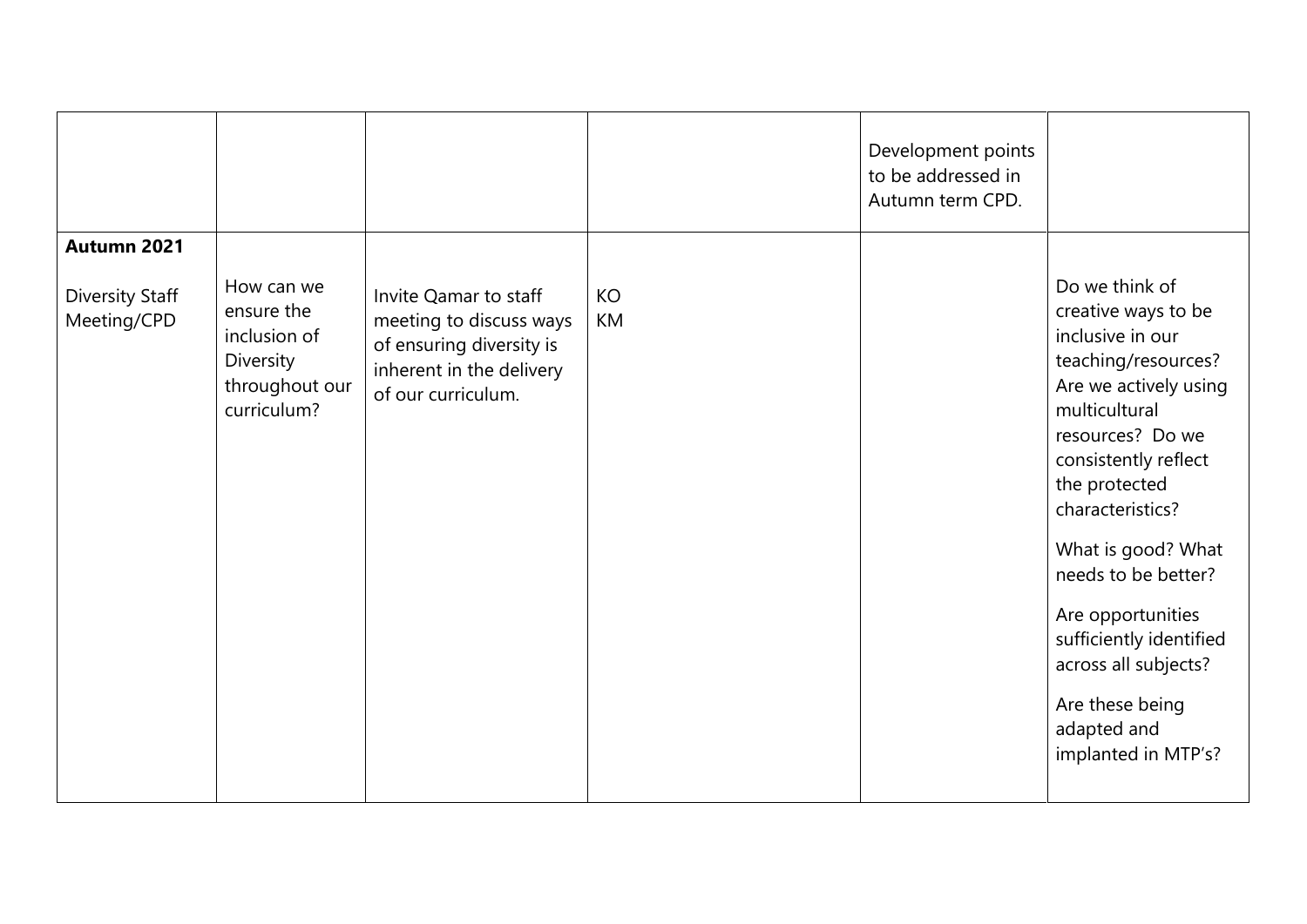| | | | | | |
|---|---|---|---|---|---|
| | | | | Development points to be addressed in Autumn term CPD. | |
| **Autumn 2021**<br><br>Diversity Staff Meeting/CPD | How can we ensure the inclusion of Diversity throughout our curriculum? | Invite Qamar to staff meeting to discuss ways of ensuring diversity is inherent in the delivery of our curriculum. | KO<br>KM | | Do we think of creative ways to be inclusive in our teaching/resources? Are we actively using multicultural resources? Do we consistently reflect the protected characteristics?<br><br>What is good? What needs to be better?<br><br>Are opportunities sufficiently identified across all subjects?<br><br>Are these being adapted and implanted in MTP's? |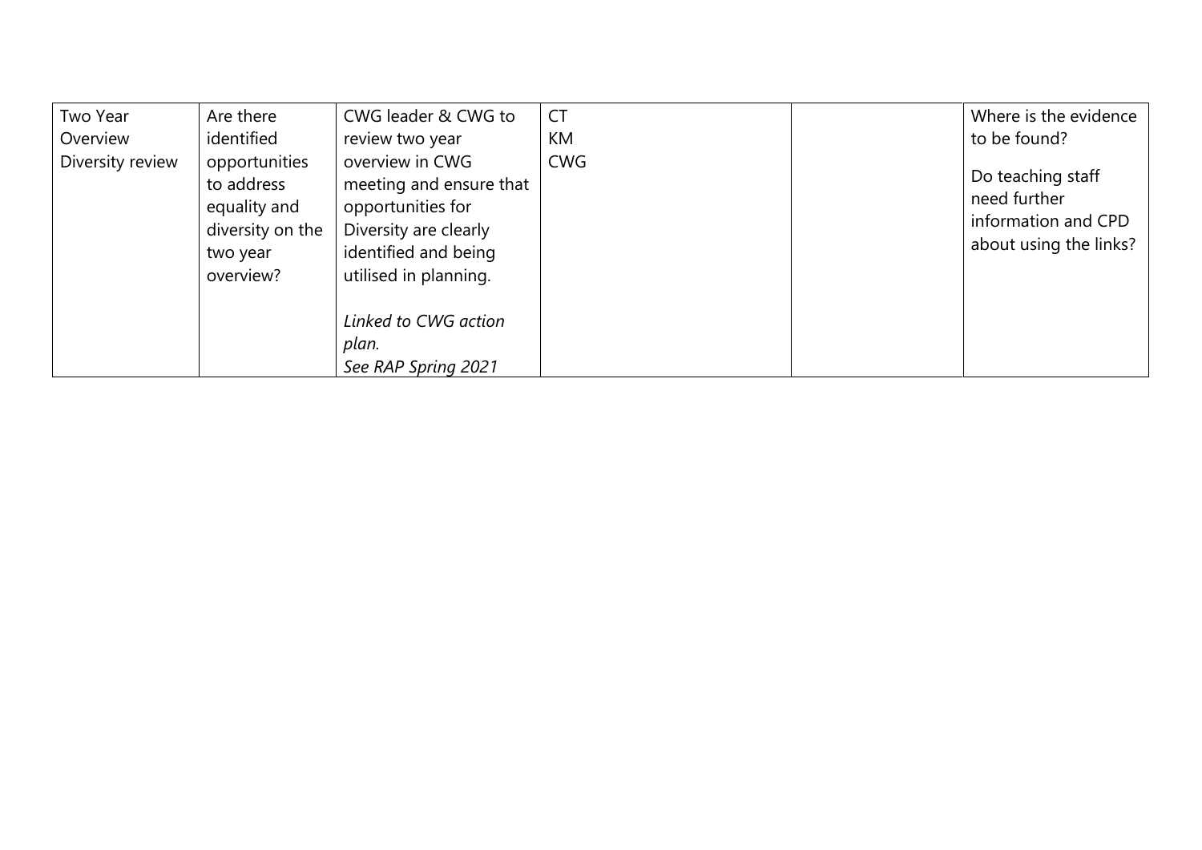| | | | | | |
|---|---|---|---|---|---|
| Two Year Overview Diversity review | Are there identified opportunities to address equality and diversity on the two year overview? | CWG leader & CWG to review two year overview in CWG meeting and ensure that opportunities for Diversity are clearly identified and being utilised in planning.<br><br>*Linked to CWG action plan.*<br>*See RAP Spring 2021* | CT<br>KM<br>CWG | | Where is the evidence to be found?<br><br>Do teaching staff need further information and CPD about using the links? |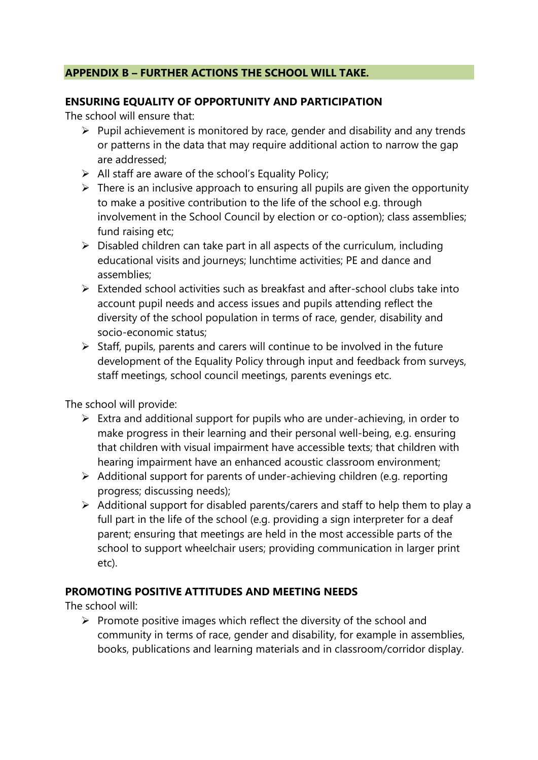## APPENDIX B – FURTHER ACTIONS THE SCHOOL WILL TAKE.

### ENSURING EQUALITY OF OPPORTUNITY AND PARTICIPATION

The school will ensure that:

- Pupil achievement is monitored by race, gender and disability and any trends or patterns in the data that may require additional action to narrow the gap are addressed;
- All staff are aware of the school's Equality Policy;
- There is an inclusive approach to ensuring all pupils are given the opportunity to make a positive contribution to the life of the school e.g. through involvement in the School Council by election or co-option); class assemblies; fund raising etc;
- Disabled children can take part in all aspects of the curriculum, including educational visits and journeys; lunchtime activities; PE and dance and assemblies;
- Extended school activities such as breakfast and after-school clubs take into account pupil needs and access issues and pupils attending reflect the diversity of the school population in terms of race, gender, disability and socio-economic status;
- Staff, pupils, parents and carers will continue to be involved in the future development of the Equality Policy through input and feedback from surveys, staff meetings, school council meetings, parents evenings etc.

The school will provide:

- Extra and additional support for pupils who are under-achieving, in order to make progress in their learning and their personal well-being, e.g. ensuring that children with visual impairment have accessible texts; that children with hearing impairment have an enhanced acoustic classroom environment;
- Additional support for parents of under-achieving children (e.g. reporting progress; discussing needs);
- Additional support for disabled parents/carers and staff to help them to play a full part in the life of the school (e.g. providing a sign interpreter for a deaf parent; ensuring that meetings are held in the most accessible parts of the school to support wheelchair users; providing communication in larger print etc).

### PROMOTING POSITIVE ATTITUDES AND MEETING NEEDS

The school will:

- Promote positive images which reflect the diversity of the school and community in terms of race, gender and disability, for example in assemblies, books, publications and learning materials and in classroom/corridor display.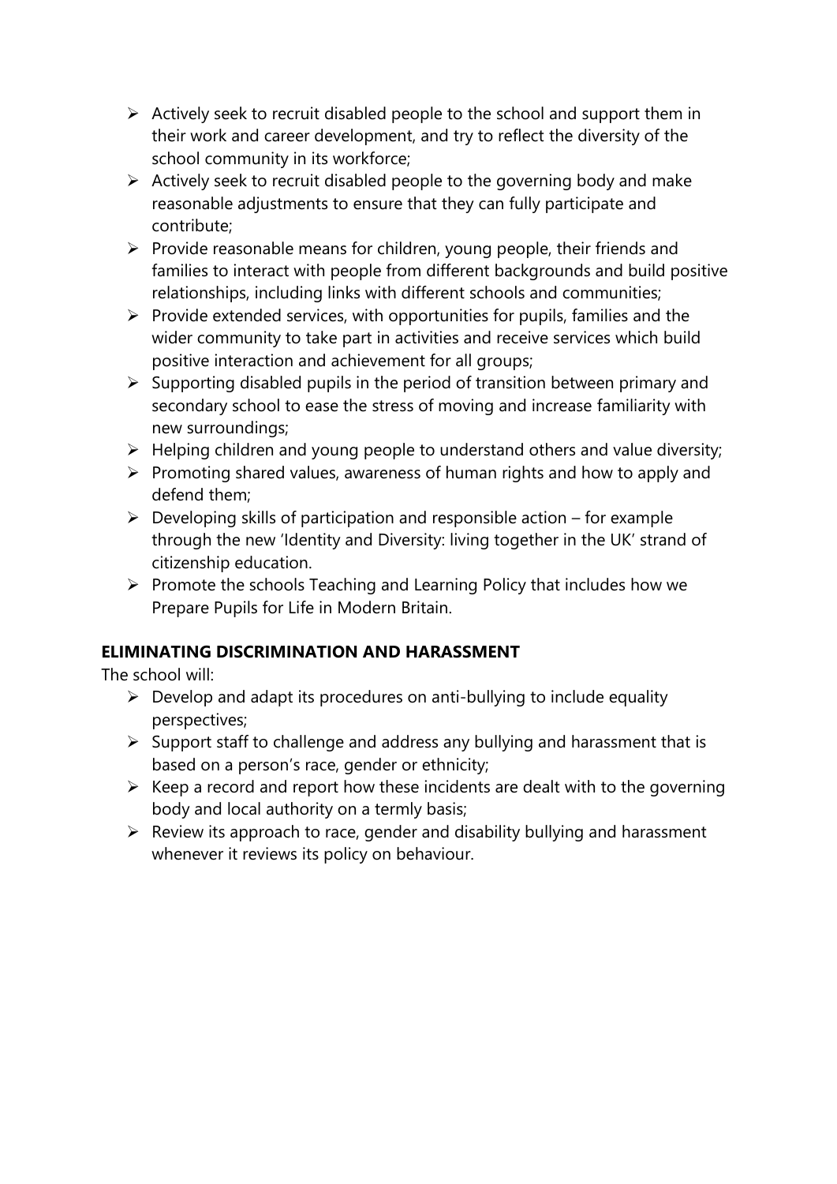- Actively seek to recruit disabled people to the school and support them in their work and career development, and try to reflect the diversity of the school community in its workforce;
- Actively seek to recruit disabled people to the governing body and make reasonable adjustments to ensure that they can fully participate and contribute;
- Provide reasonable means for children, young people, their friends and families to interact with people from different backgrounds and build positive relationships, including links with different schools and communities;
- Provide extended services, with opportunities for pupils, families and the wider community to take part in activities and receive services which build positive interaction and achievement for all groups;
- Supporting disabled pupils in the period of transition between primary and secondary school to ease the stress of moving and increase familiarity with new surroundings;
- Helping children and young people to understand others and value diversity;
- Promoting shared values, awareness of human rights and how to apply and defend them;
- Developing skills of participation and responsible action – for example through the new 'Identity and Diversity: living together in the UK' strand of citizenship education.
- Promote the schools Teaching and Learning Policy that includes how we Prepare Pupils for Life in Modern Britain.

**ELIMINATING DISCRIMINATION AND HARASSMENT**

The school will:

- Develop and adapt its procedures on anti-bullying to include equality perspectives;
- Support staff to challenge and address any bullying and harassment that is based on a person's race, gender or ethnicity;
- Keep a record and report how these incidents are dealt with to the governing body and local authority on a termly basis;
- Review its approach to race, gender and disability bullying and harassment whenever it reviews its policy on behaviour.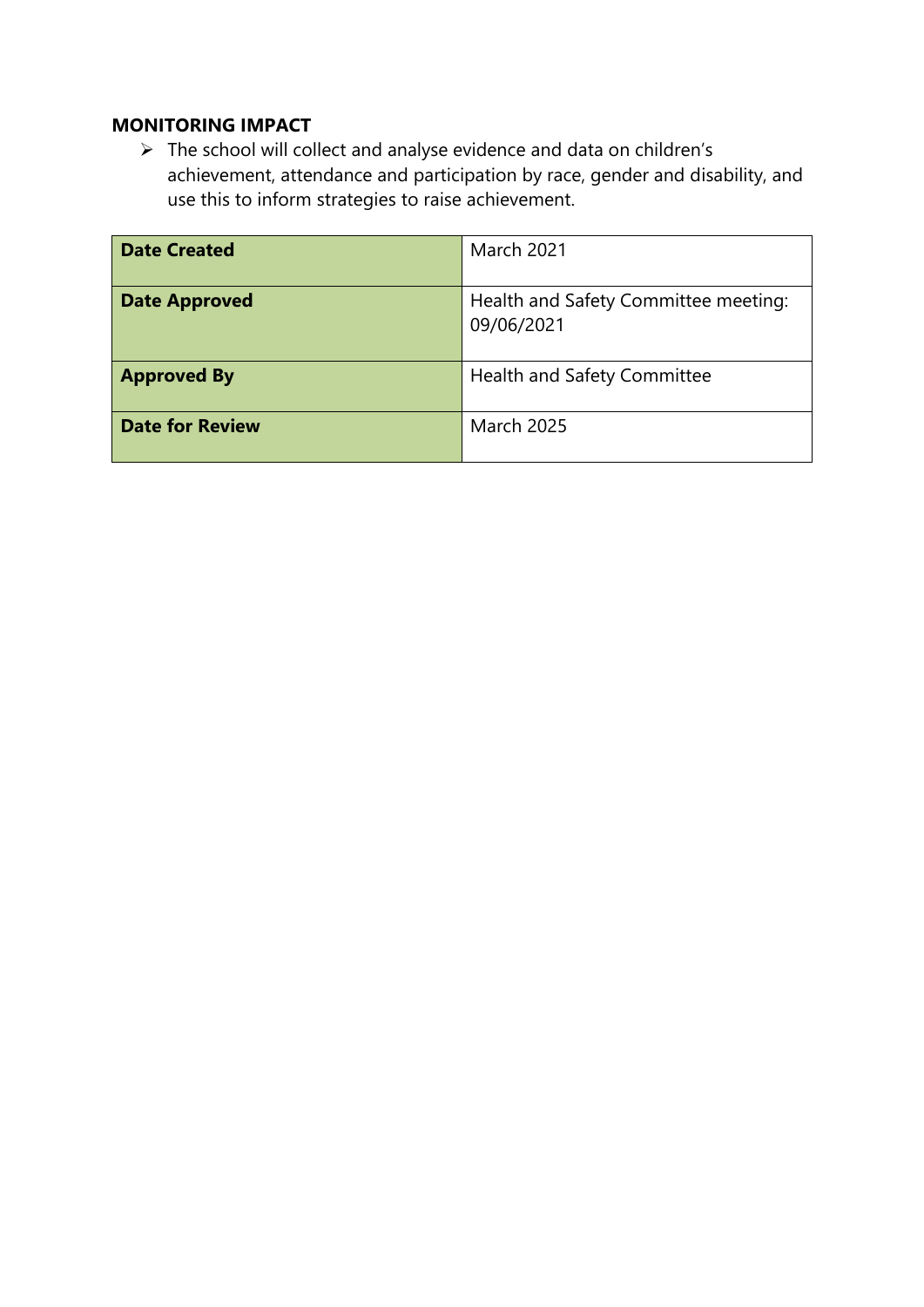## MONITORING IMPACT

- The school will collect and analyse evidence and data on children's achievement, attendance and participation by race, gender and disability, and use this to inform strategies to raise achievement.

| | |
|---|---|
| **Date Created** | March 2021 |
| **Date Approved** | Health and Safety Committee meeting: 09/06/2021 |
| **Approved By** | Health and Safety Committee |
| **Date for Review** | March 2025 |